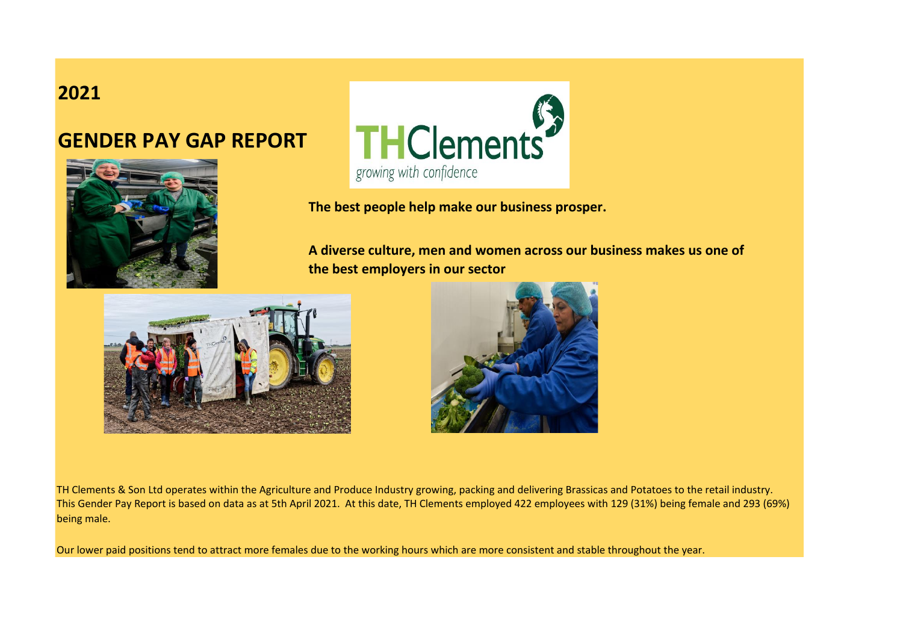# 2021

# GENDER PAY GAP REPORT

**The best people help make our business prosper.**

**A diverse culture, men and women across our business makes us one of the best employers in our sector**

TH Clements & Son Ltd operates within the Agriculture and Produce Industry growing, packing and delivering Brassicas and Potatoes to the retail industry. This Gender Pay Report is based on data as at 5th April 2021. At this date, TH Clements employed 422 employees with 129 (31%) being female and 293 (69%) being male.

Our lower paid positions tend to attract more females due to the working hours which are more consistent and stable throughout the year.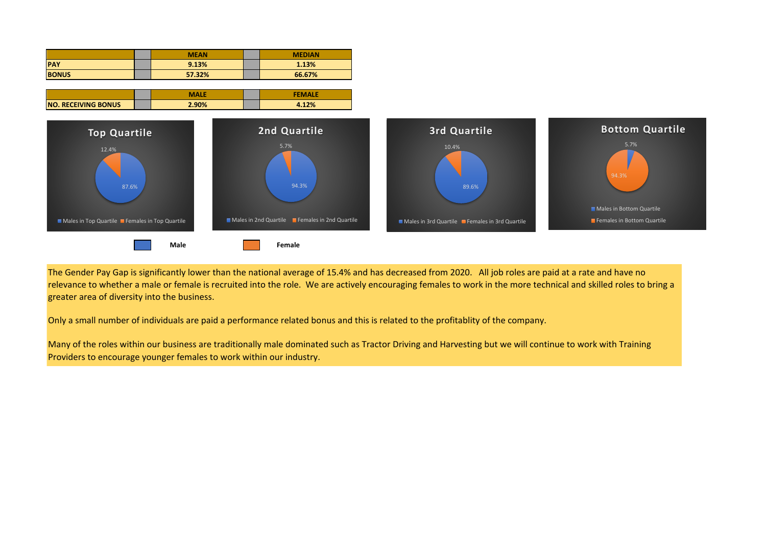| | | MEAN | | MEDIAN |
|---|---|---|---|---|
| PAY | | 9.13% | | 1.13% |
| BONUS | | 57.32% | | 66.67% |

| | | MALE | | FEMALE |
|---|---|---|---|---|
| NO. RECEIVING BONUS | | 2.90% | | 4.12% |

Top Quartile

12.4%

87.6%

Males in Top Quartile Females in Top Quartile

2nd Quartile

5.7%

94.3%

Males in 2nd Quartile Females in 2nd Quartile

3rd Quartile

10.4%

89.6%

Males in 3rd Quartile Females in 3rd Quartile

Bottom Quartile

5.7%

94.3%

Males in Bottom Quartile

Females in Bottom Quartile

Male

Female

The Gender Pay Gap is significantly lower than the national average of 15.4% and has decreased from 2020. All job roles are paid at a rate and have no relevance to whether a male or female is recruited into the role. We are actively encouraging females to work in the more technical and skilled roles to bring a greater area of diversity into the business.

Only a small number of individuals are paid a performance related bonus and this is related to the profitablity of the company.

Many of the roles within our business are traditionally male dominated such as Tractor Driving and Harvesting but we will continue to work with Training Providers to encourage younger females to work within our industry.